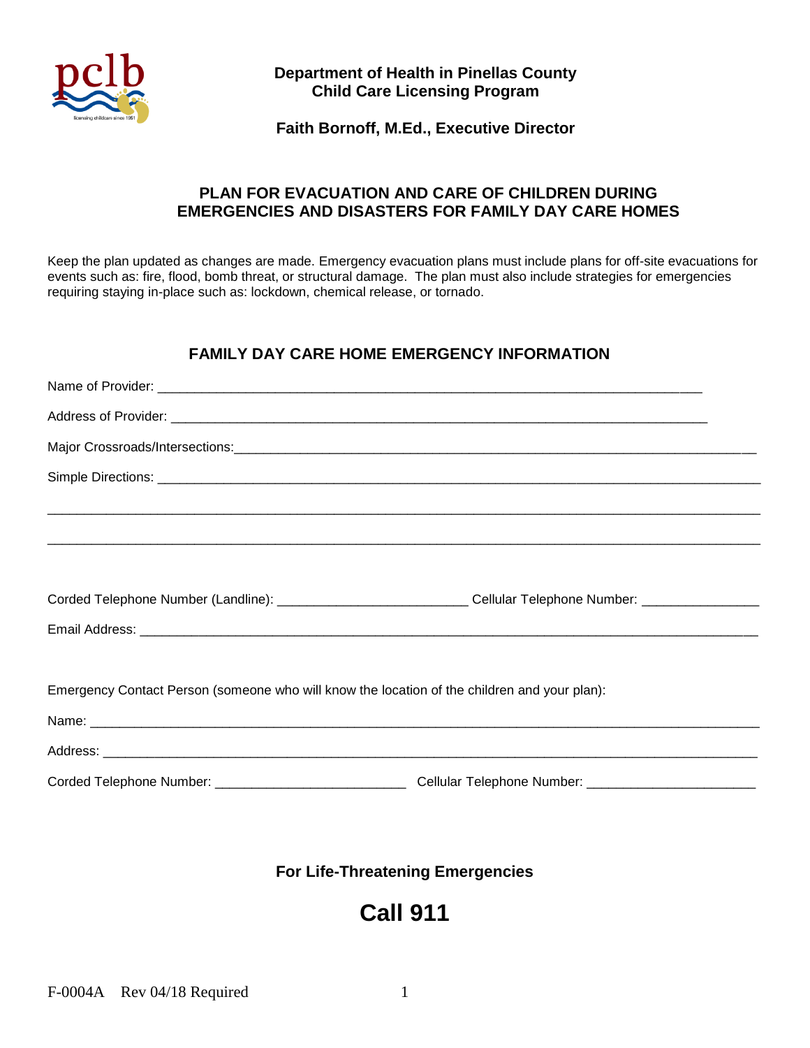**Department of Health in Pinellas County**
**Child Care Licensing Program**

**Faith Bornoff, M.Ed., Executive Director**

## PLAN FOR EVACUATION AND CARE OF CHILDREN DURING EMERGENCIES AND DISASTERS FOR FAMILY DAY CARE HOMES

Keep the plan updated as changes are made. Emergency evacuation plans must include plans for off-site evacuations for events such as: fire, flood, bomb threat, or structural damage. The plan must also include strategies for emergencies requiring staying in-place such as: lockdown, chemical release, or tornado.

### FAMILY DAY CARE HOME EMERGENCY INFORMATION

Name of Provider: ___________________________________________________________________________

Address of Provider: __________________________________________________________________________

Major Crossroads/Intersections:___________________________________________________________________________

Simple Directions: ____________________________________________________________________________

______________________________________________________________________________________________

______________________________________________________________________________________________

Corded Telephone Number (Landline): _________________________ Cellular Telephone Number: _______________

Email Address: _________________________________________________________________________________

Emergency Contact Person (someone who will know the location of the children and your plan):

Name: _______________________________________________________________________________________

Address: _____________________________________________________________________________________

Corded Telephone Number: _________________________ Cellular Telephone Number: _____________________

**For Life-Threatening Emergencies**

# Call 911

F-0004A Rev 04/18 Required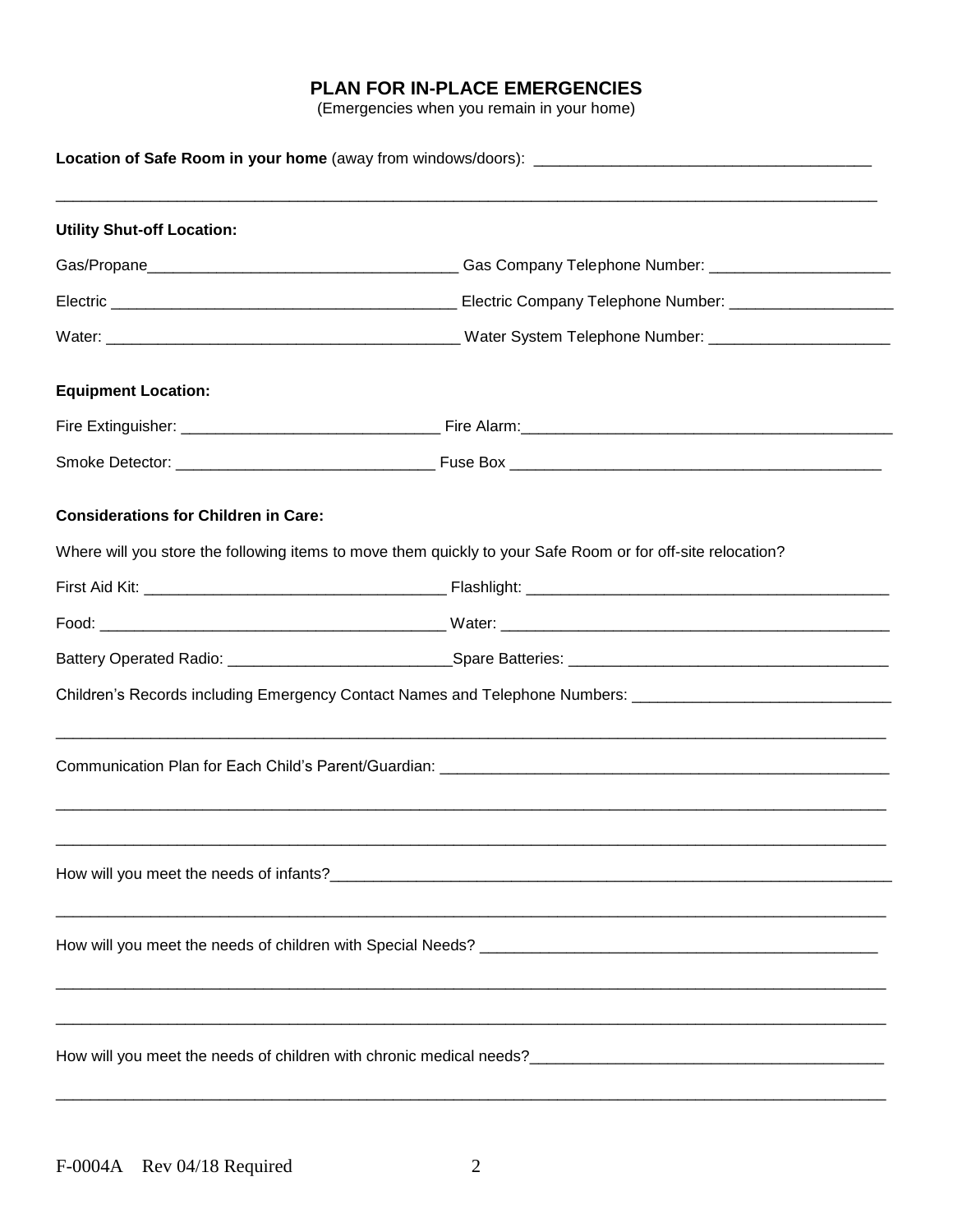# PLAN FOR IN-PLACE EMERGENCIES

(Emergencies when you remain in your home)

**Location of Safe Room in your home** (away from windows/doors): ________________________________________

_____________________________________________________________________________________________

**Utility Shut-off Location:**

Gas/Propane____________________________________ Gas Company Telephone Number: _____________________

Electric ________________________________________ Electric Company Telephone Number: ___________________

Water: _________________________________________ Water System Telephone Number: _____________________

**Equipment Location:**

Fire Extinguisher: ______________________________ Fire Alarm:_____________________________________________

Smoke Detector: ______________________________ Fuse Box ___________________________________________

**Considerations for Children in Care:**

Where will you store the following items to move them quickly to your Safe Room or for off-site relocation?

First Aid Kit: ___________________________________ Flashlight: ___________________________________________

Food: _________________________________________ Water: ______________________________________________

Battery Operated Radio: __________________________Spare Batteries: _____________________________________

Children's Records including Emergency Contact Names and Telephone Numbers: ______________________________

_____________________________________________________________________________________________

Communication Plan for Each Child's Parent/Guardian: ______________________________________________________

_____________________________________________________________________________________________

_____________________________________________________________________________________________

How will you meet the needs of infants?_____________________________________________________________________

_____________________________________________________________________________________________

How will you meet the needs of children with Special Needs? _______________________________________________

_____________________________________________________________________________________________

_____________________________________________________________________________________________

How will you meet the needs of children with chronic medical needs?_________________________________________

_____________________________________________________________________________________________

F-0004A Rev 04/18 Required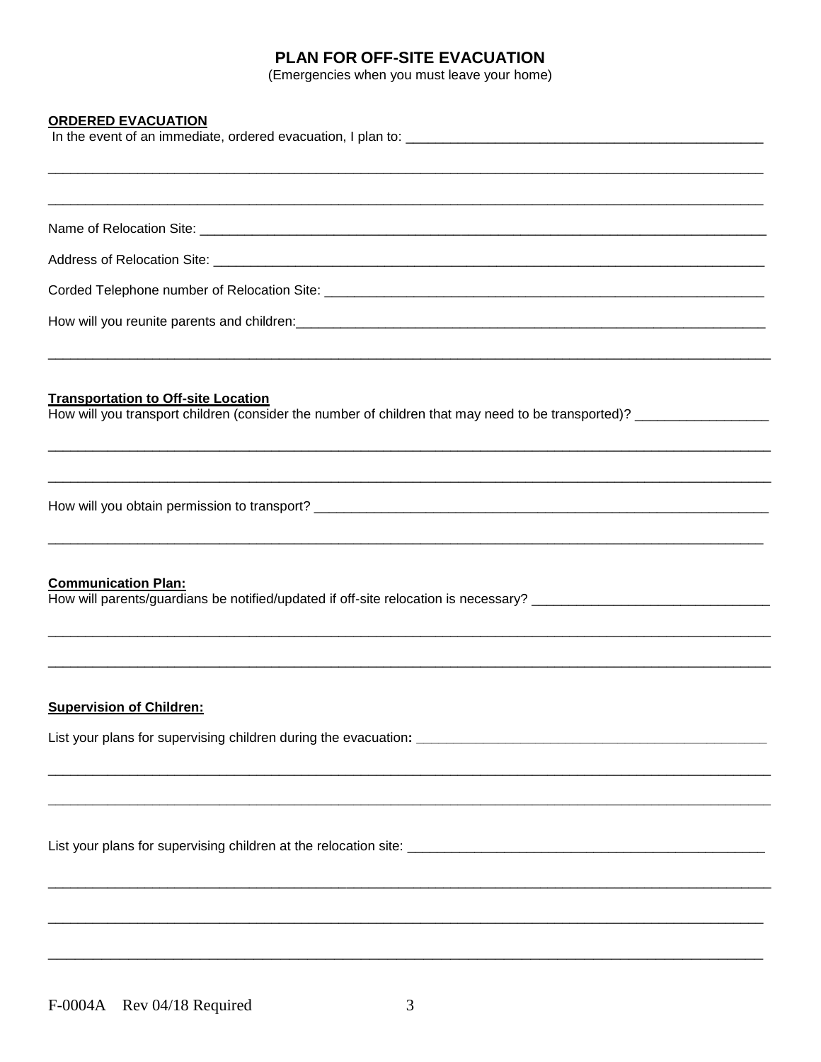# PLAN FOR OFF-SITE EVACUATION

(Emergencies when you must leave your home)

**ORDERED EVACUATION**

In the event of an immediate, ordered evacuation, I plan to: ___________________________________________________

_______________________________________________________________________________________________

_______________________________________________________________________________________________

Name of Relocation Site: ________________________________________________________________________

Address of Relocation Site: ______________________________________________________________________

Corded Telephone number of Relocation Site: ______________________________________________________

How will you reunite parents and children:__________________________________________________________

_______________________________________________________________________________________________

**Transportation to Off-site Location**

How will you transport children (consider the number of children that may need to be transported)? __________________

_______________________________________________________________________________________________

_______________________________________________________________________________________________

How will you obtain permission to transport? _________________________________________________________

_______________________________________________________________________________________________

**Communication Plan:**

How will parents/guardians be notified/updated if off-site relocation is necessary? ________________________________

_______________________________________________________________________________________________

_______________________________________________________________________________________________

**Supervision of Children:**

List your plans for supervising children during the evacuation: ______________________________________________

_______________________________________________________________________________________________

_______________________________________________________________________________________________

List your plans for supervising children at the relocation site: _______________________________________________

_______________________________________________________________________________________________

_______________________________________________________________________________________________

_______________________________________________________________________________________________

F-0004A Rev 04/18 Required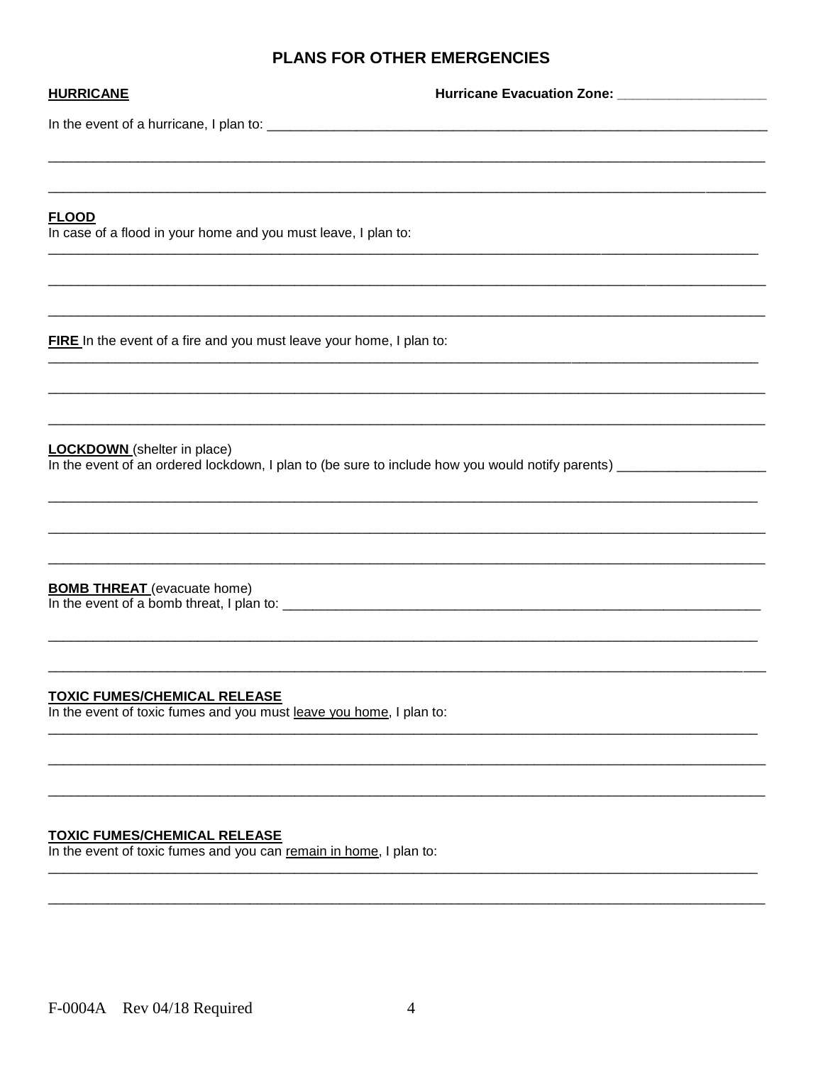## PLANS FOR OTHER EMERGENCIES

**HURRICANE** **Hurricane Evacuation Zone:** ____________________

In the event of a hurricane, I plan to: ______________________________________________________________________

_____________________________________________________________________________________________

_____________________________________________________________________________________________

**FLOOD**
In case of a flood in your home and you must leave, I plan to:

_____________________________________________________________________________________________

_____________________________________________________________________________________________

_____________________________________________________________________________________________

**FIRE** In the event of a fire and you must leave your home, I plan to:

_____________________________________________________________________________________________

_____________________________________________________________________________________________

_____________________________________________________________________________________________

**LOCKDOWN** (shelter in place)
In the event of an ordered lockdown, I plan to (be sure to include how you would notify parents) ____________________

_____________________________________________________________________________________________

_____________________________________________________________________________________________

_____________________________________________________________________________________________

**BOMB THREAT** (evacuate home)
In the event of a bomb threat, I plan to: ____________________________________________________________________

_____________________________________________________________________________________________

_____________________________________________________________________________________________

**TOXIC FUMES/CHEMICAL RELEASE**
In the event of toxic fumes and you must leave you home, I plan to:

_____________________________________________________________________________________________

_____________________________________________________________________________________________

_____________________________________________________________________________________________

**TOXIC FUMES/CHEMICAL RELEASE**
In the event of toxic fumes and you can remain in home, I plan to:

_____________________________________________________________________________________________

_____________________________________________________________________________________________

F-0004A Rev 04/18 Required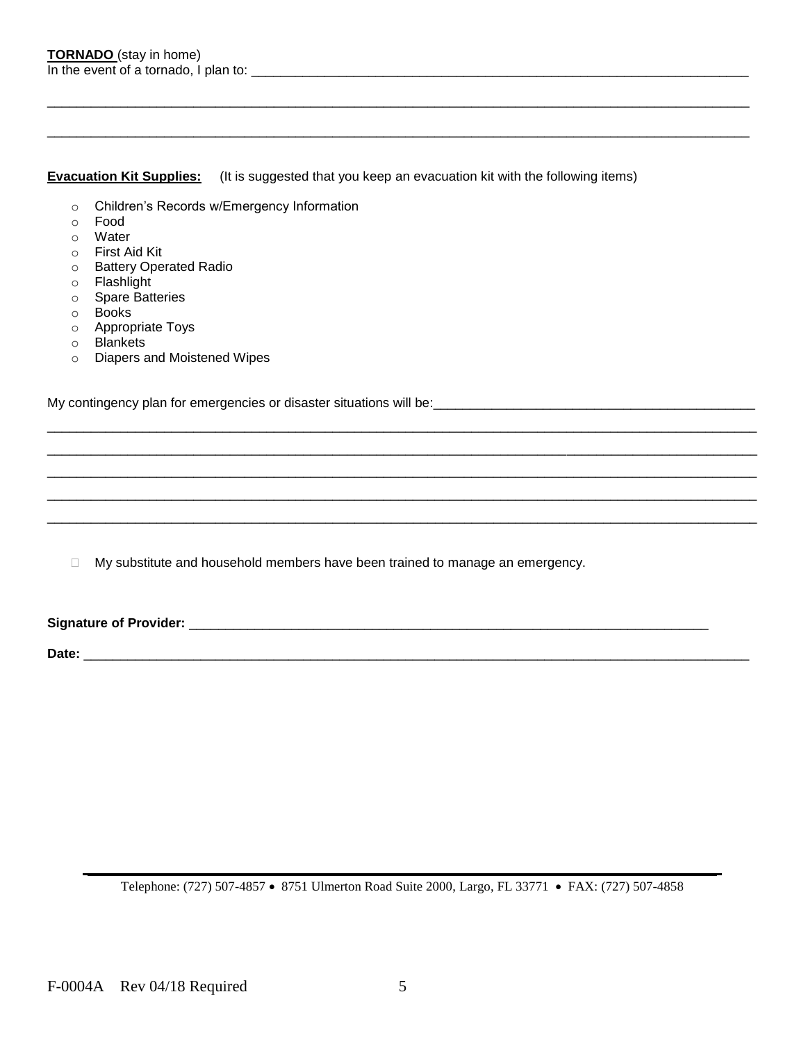**TORNADO** (stay in home)

In the event of a tornado, I plan to: ___________________________________________________________________

______________________________________________________________________________________________

______________________________________________________________________________________________

**Evacuation Kit Supplies:** (It is suggested that you keep an evacuation kit with the following items)

- Children's Records w/Emergency Information
- Food
- Water
- First Aid Kit
- Battery Operated Radio
- Flashlight
- Spare Batteries
- Books
- Appropriate Toys
- Blankets
- Diapers and Moistened Wipes

My contingency plan for emergencies or disaster situations will be:_____________________________________________

______________________________________________________________________________________________

______________________________________________________________________________________________

______________________________________________________________________________________________

______________________________________________________________________________________________

______________________________________________________________________________________________

☐ My substitute and household members have been trained to manage an emergency.

**Signature of Provider:** ___________________________________________________________________________

**Date:** ________________________________________________________________________________________

Telephone: (727) 507-4857 • 8751 Ulmerton Road Suite 2000, Largo, FL 33771 • FAX: (727) 507-4858

F-0004A Rev 04/18 Required